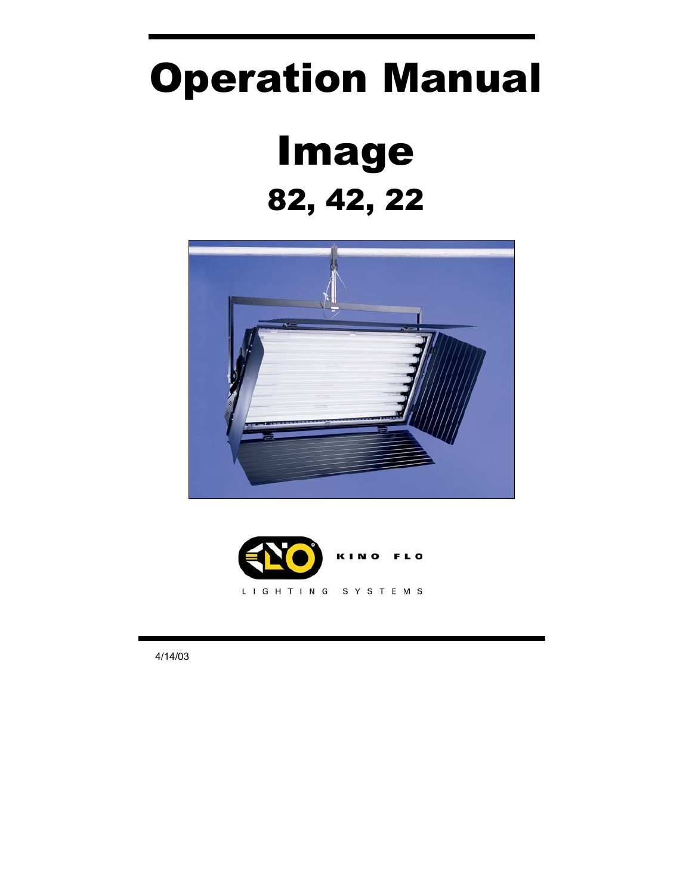# Operation Manual

# Image

## 82, 42, 22

KINO FLO

LIGHTING SYSTEMS

4/14/03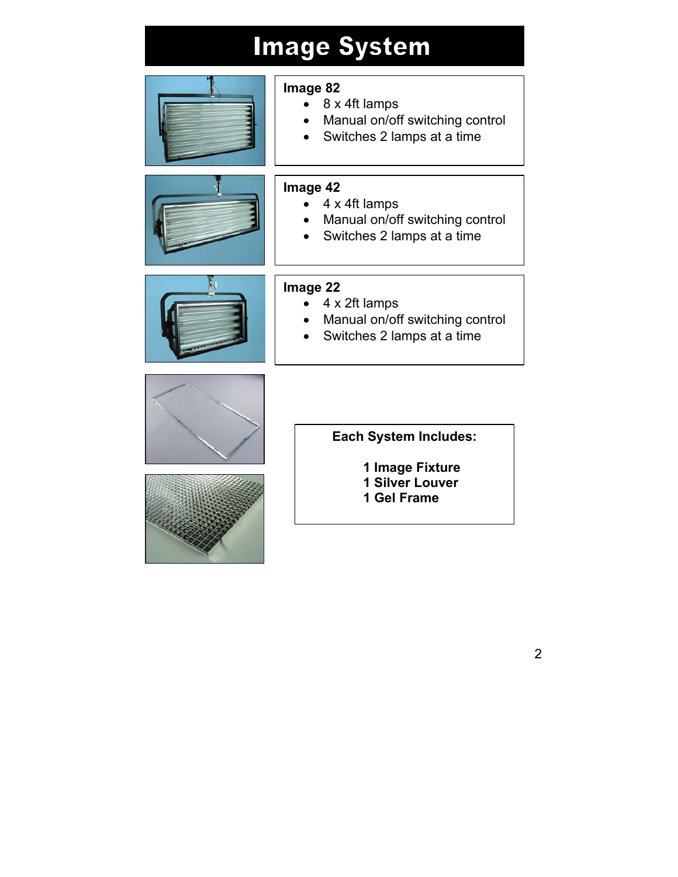# Image System

**Image 82**

- 8 x 4ft lamps
- Manual on/off switching control
- Switches 2 lamps at a time

**Image 42**

- 4 x 4ft lamps
- Manual on/off switching control
- Switches 2 lamps at a time

**Image 22**

- 4 x 2ft lamps
- Manual on/off switching control
- Switches 2 lamps at a time

**Each System Includes:**

**1 Image Fixture**
**1 Silver Louver**
**1 Gel Frame**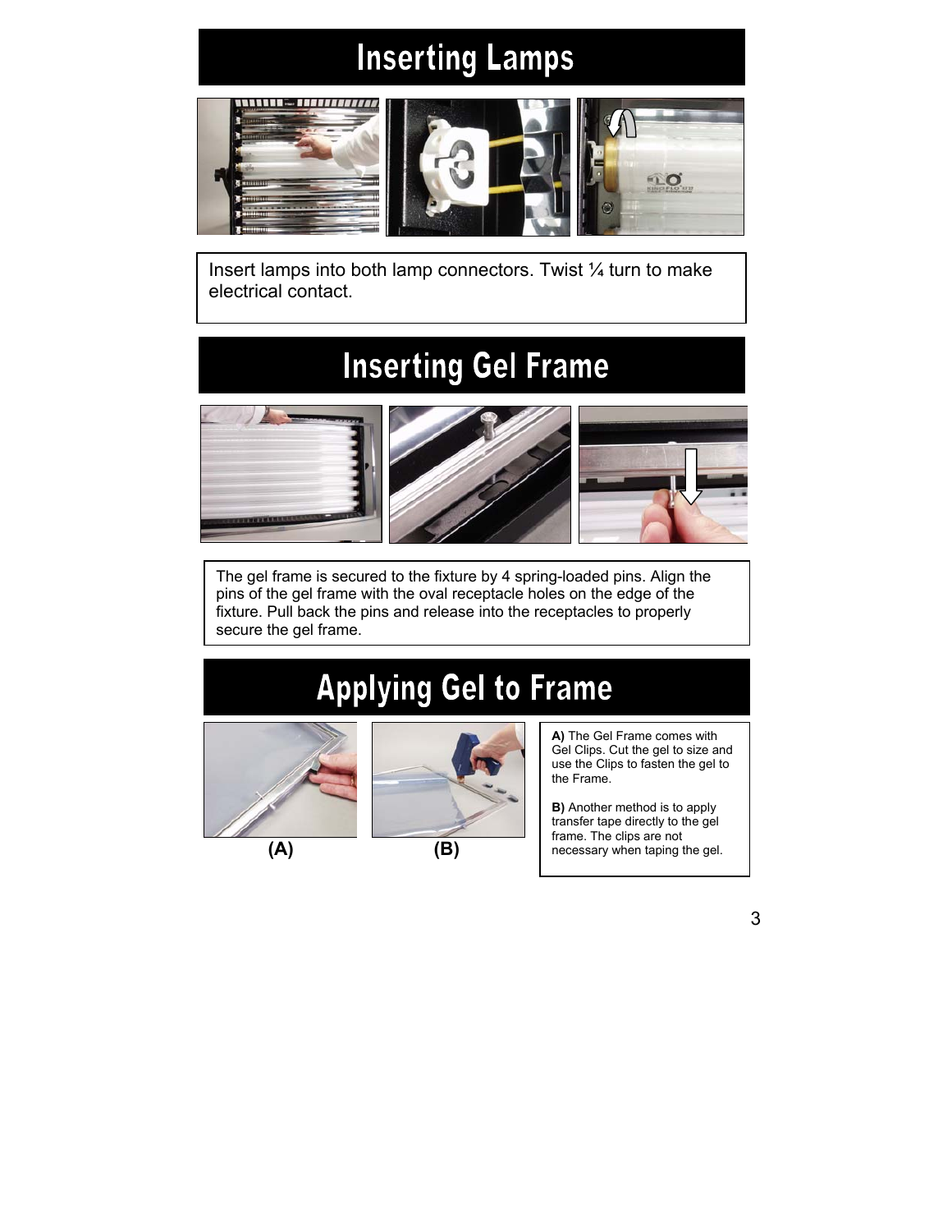# Inserting Lamps

Insert lamps into both lamp connectors. Twist ¼ turn to make electrical contact.

# Inserting Gel Frame

The gel frame is secured to the fixture by 4 spring-loaded pins. Align the pins of the gel frame with the oval receptacle holes on the edge of the fixture. Pull back the pins and release into the receptacles to properly secure the gel frame.

# Applying Gel to Frame

(A)

(B)

**A)** The Gel Frame comes with Gel Clips. Cut the gel to size and use the Clips to fasten the gel to the Frame.

**B)** Another method is to apply transfer tape directly to the gel frame. The clips are not necessary when taping the gel.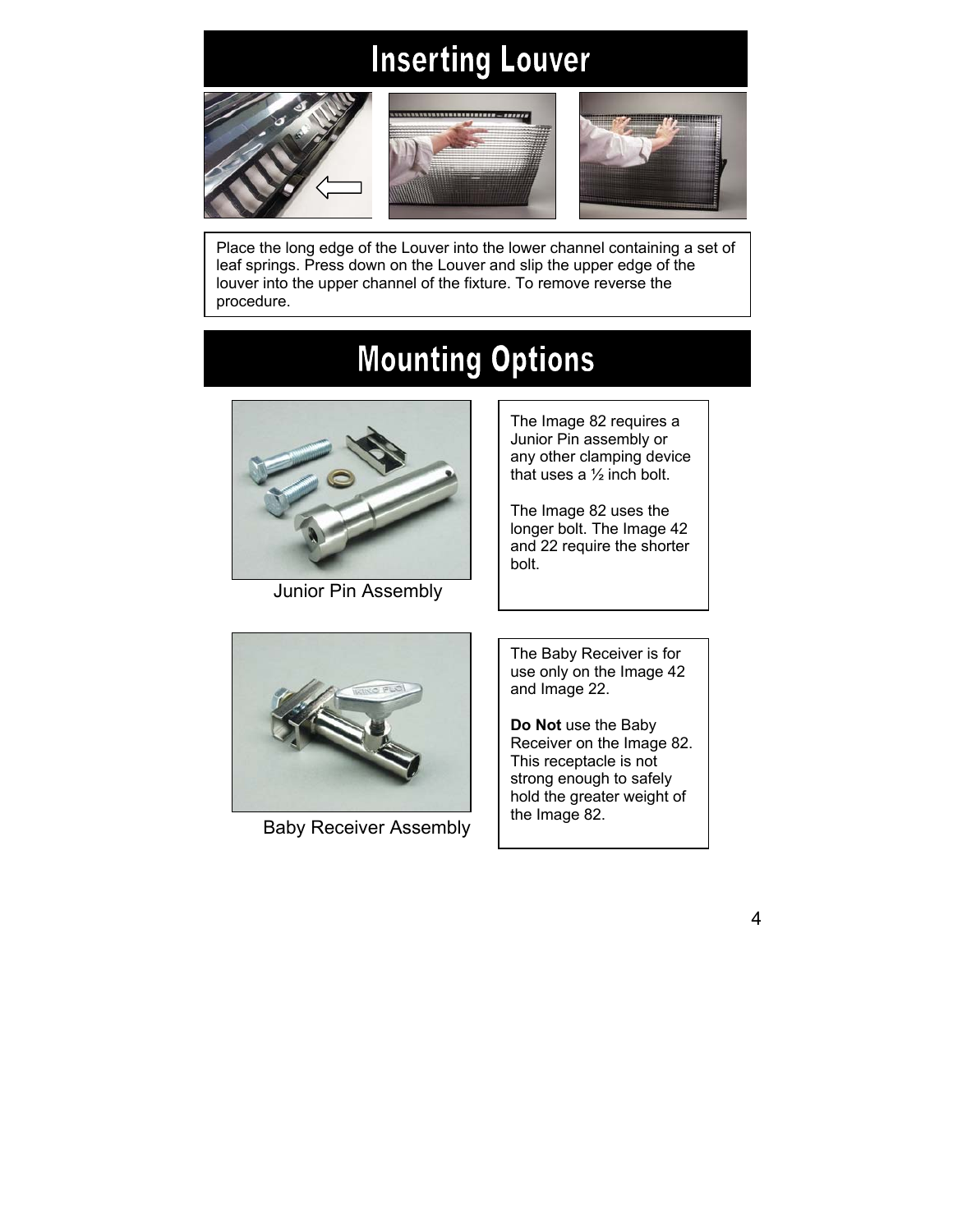# Inserting Louver

Place the long edge of the Louver into the lower channel containing a set of leaf springs. Press down on the Louver and slip the upper edge of the louver into the upper channel of the fixture. To remove reverse the procedure.

# Mounting Options

Junior Pin Assembly

The Image 82 requires a Junior Pin assembly or any other clamping device that uses a ½ inch bolt.

The Image 82 uses the longer bolt. The Image 42 and 22 require the shorter bolt.

Baby Receiver Assembly

The Baby Receiver is for use only on the Image 42 and Image 22.

**Do Not** use the Baby Receiver on the Image 82. This receptacle is not strong enough to safely hold the greater weight of the Image 82.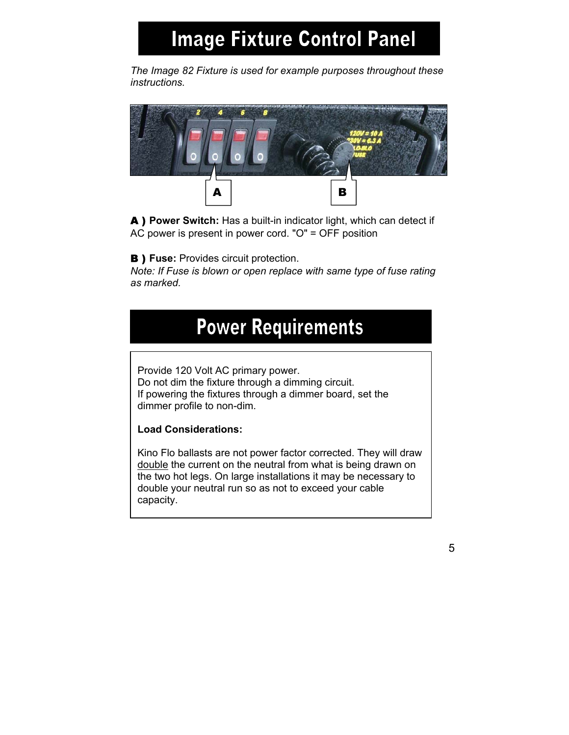# Image Fixture Control Panel

*The Image 82 Fixture is used for example purposes throughout these instructions.*

**A ) Power Switch:** Has a built-in indicator light, which can detect if AC power is present in power cord. "O" = OFF position

**B ) Fuse:** Provides circuit protection.
*Note: If Fuse is blown or open replace with same type of fuse rating as marked.*

# Power Requirements

Provide 120 Volt AC primary power.
Do not dim the fixture through a dimming circuit.
If powering the fixtures through a dimmer board, set the dimmer profile to non-dim.

**Load Considerations:**

Kino Flo ballasts are not power factor corrected. They will draw double the current on the neutral from what is being drawn on the two hot legs. On large installations it may be necessary to double your neutral run so as not to exceed your cable capacity.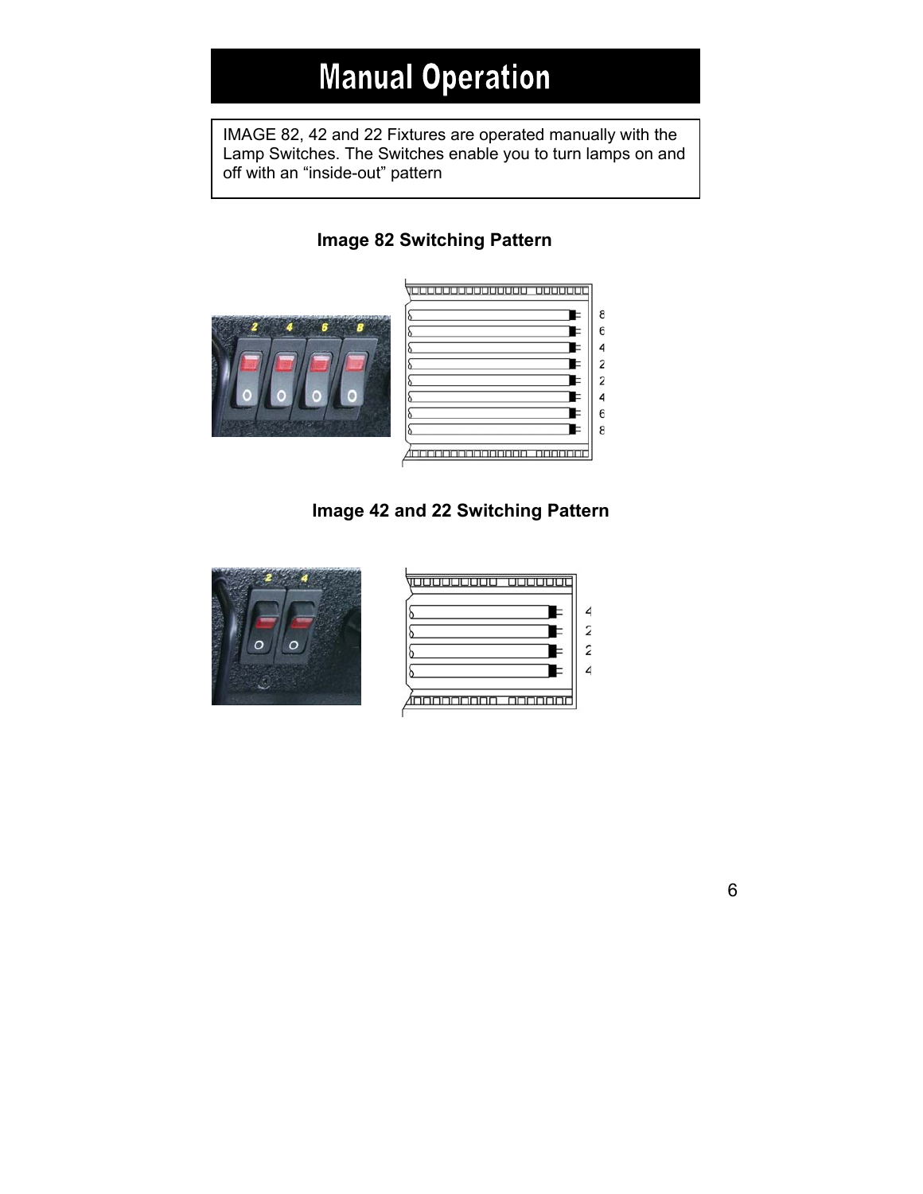# Manual Operation

IMAGE 82, 42 and 22 Fixtures are operated manually with the Lamp Switches. The Switches enable you to turn lamps on and off with an "inside-out" pattern

**Image 82 Switching Pattern**

**Image 42 and 22 Switching Pattern**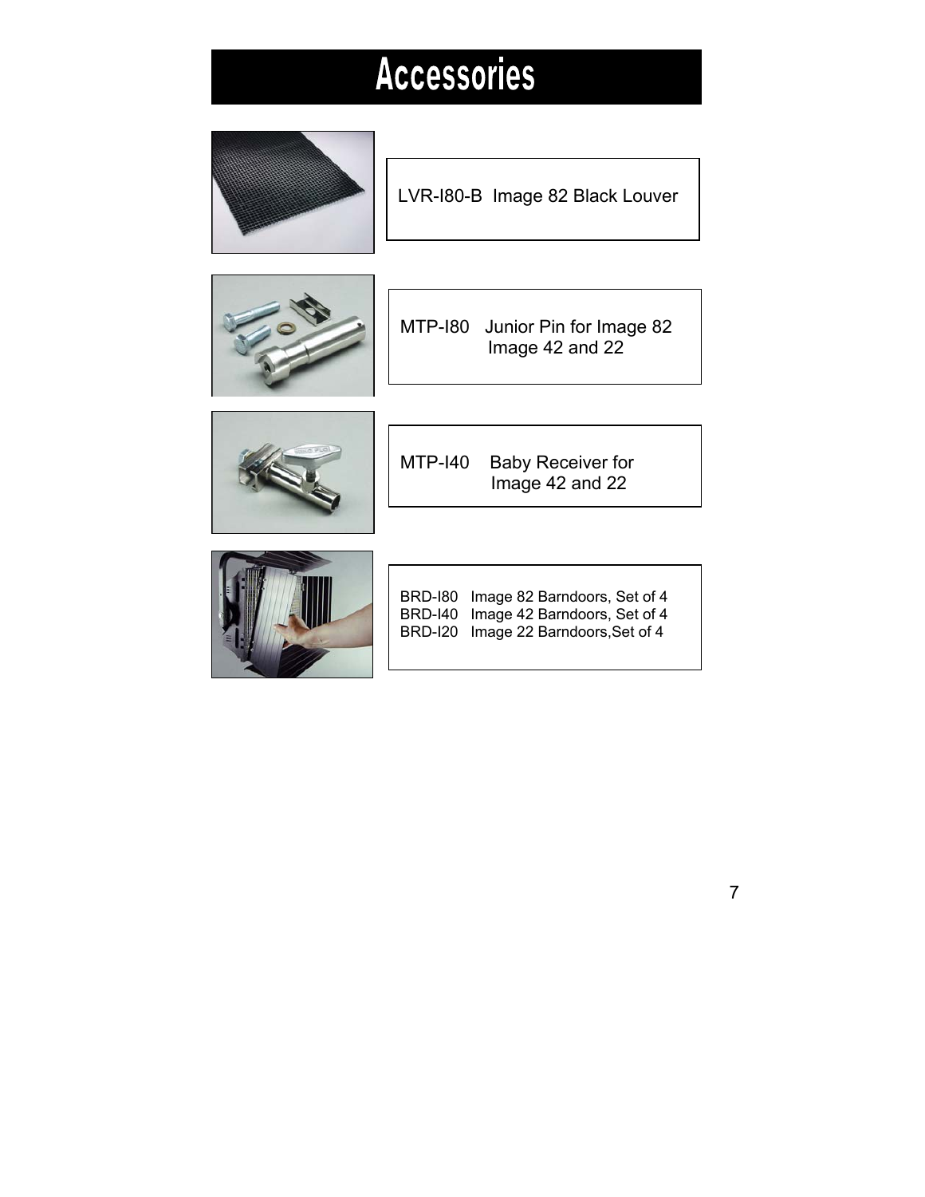# Accessories

LVR-I80-B Image 82 Black Louver

MTP-I80 Junior Pin for Image 82
Image 42 and 22

MTP-I40 Baby Receiver for
Image 42 and 22

BRD-I80 Image 82 Barndoors, Set of 4
BRD-I40 Image 42 Barndoors, Set of 4
BRD-I20 Image 22 Barndoors,Set of 4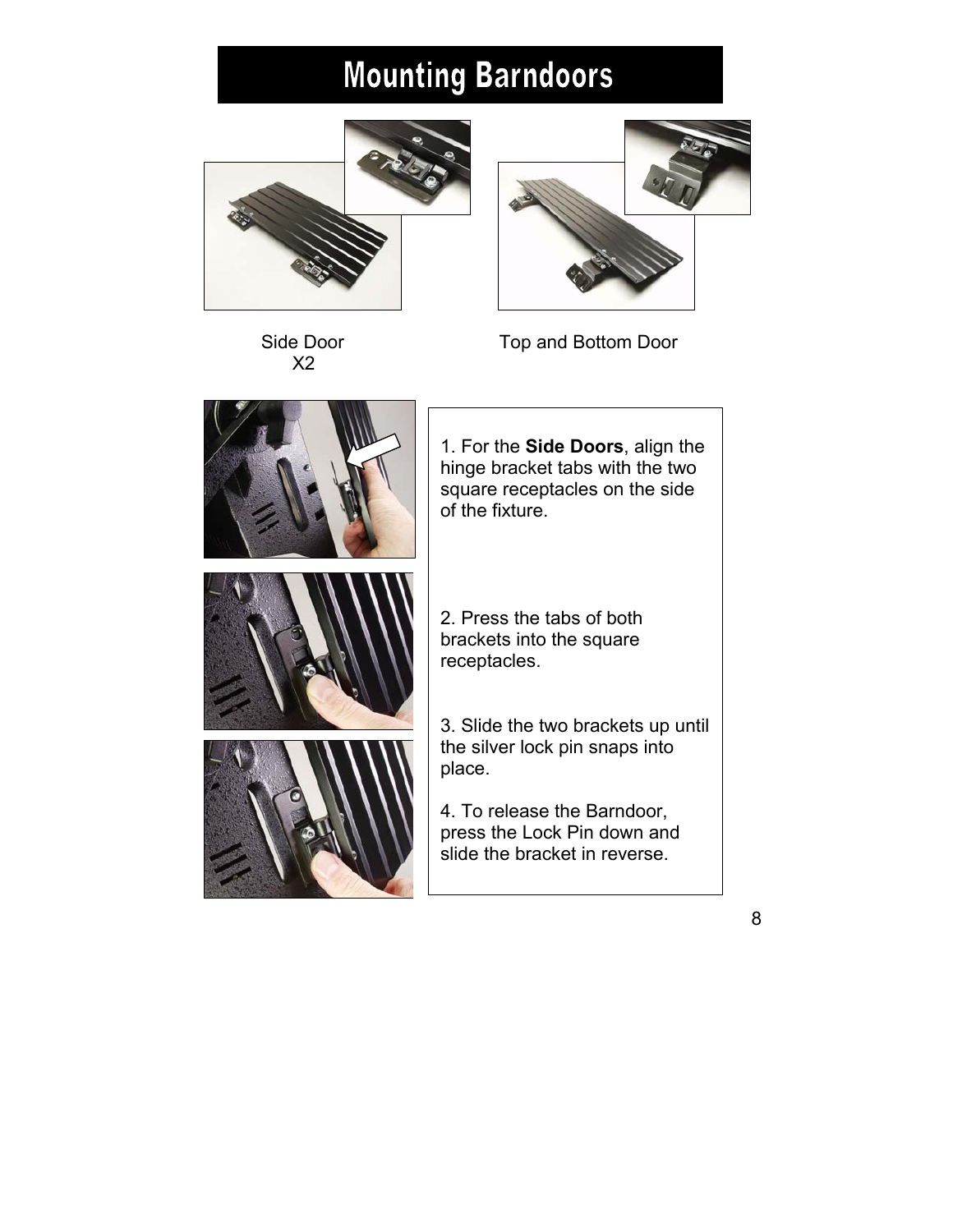# Mounting Barndoors

Side Door
X2

Top and Bottom Door

1. For the **Side Doors**, align the hinge bracket tabs with the two square receptacles on the side of the fixture.

2. Press the tabs of both brackets into the square receptacles.

3. Slide the two brackets up until the silver lock pin snaps into place.

4. To release the Barndoor, press the Lock Pin down and slide the bracket in reverse.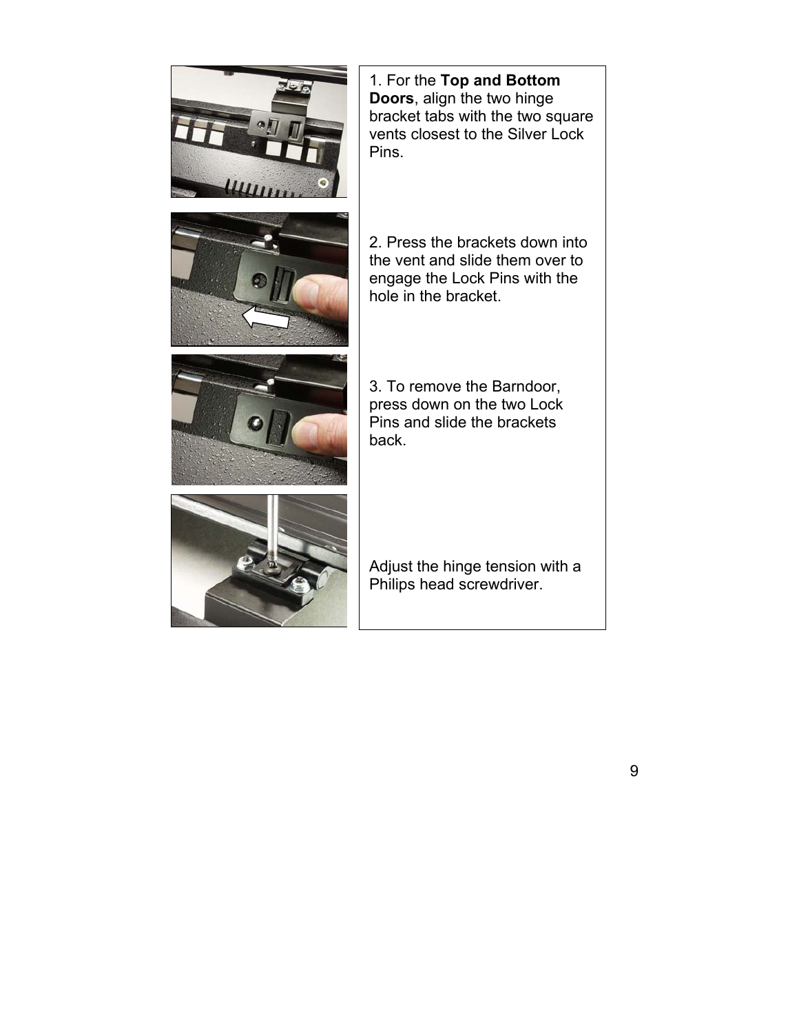1. For the **Top and Bottom Doors**, align the two hinge bracket tabs with the two square vents closest to the Silver Lock Pins.

2. Press the brackets down into the vent and slide them over to engage the Lock Pins with the hole in the bracket.

3. To remove the Barndoor, press down on the two Lock Pins and slide the brackets back.

Adjust the hinge tension with a Philips head screwdriver.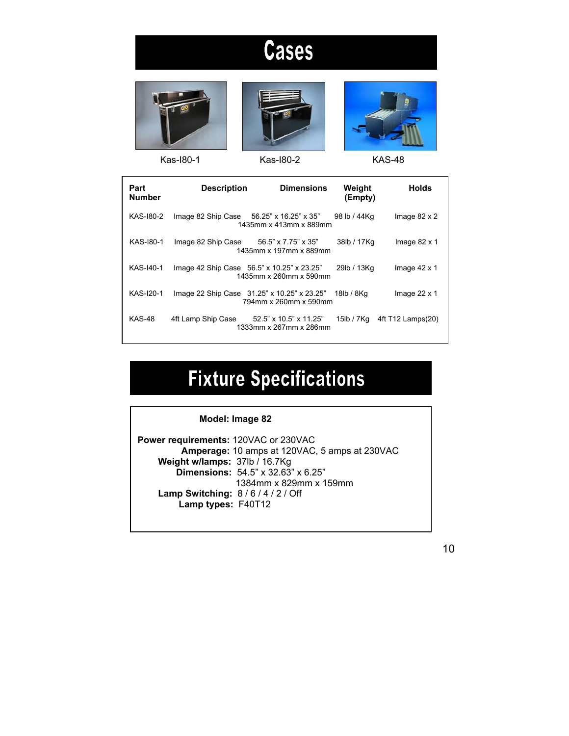# Cases

Kas-I80-1 Kas-I80-2 KAS-48

| Part Number | Description | Dimensions | Weight (Empty) | Holds |
|---|---|---|---|---|
| KAS-I80-2 | Image 82 Ship Case | 56.25" x 16.25" x 35"<br>1435mm x 413mm x 889mm | 98 lb / 44Kg | Image 82 x 2 |
| KAS-I80-1 | Image 82 Ship Case | 56.5" x 7.75" x 35"<br>1435mm x 197mm x 889mm | 38lb / 17Kg | Image 82 x 1 |
| KAS-I40-1 | Image 42 Ship Case | 56.5" x 10.25" x 23.25"<br>1435mm x 260mm x 590mm | 29lb / 13Kg | Image 42 x 1 |
| KAS-I20-1 | Image 22 Ship Case | 31.25" x 10.25" x 23.25"<br>794mm x 260mm x 590mm | 18lb / 8Kg | Image 22 x 1 |
| KAS-48 | 4ft Lamp Ship Case | 52.5" x 10.5" x 11.25"<br>1333mm x 267mm x 286mm | 15lb / 7Kg | 4ft T12 Lamps(20) |

# Fixture Specifications

**Model: Image 82**

**Power requirements:** 120VAC or 230VAC
**Amperage:** 10 amps at 120VAC, 5 amps at 230VAC
**Weight w/lamps:** 37lb / 16.7Kg
**Dimensions:** 54.5" x 32.63" x 6.25"
1384mm x 829mm x 159mm
**Lamp Switching:** 8 / 6 / 4 / 2 / Off
**Lamp types:** F40T12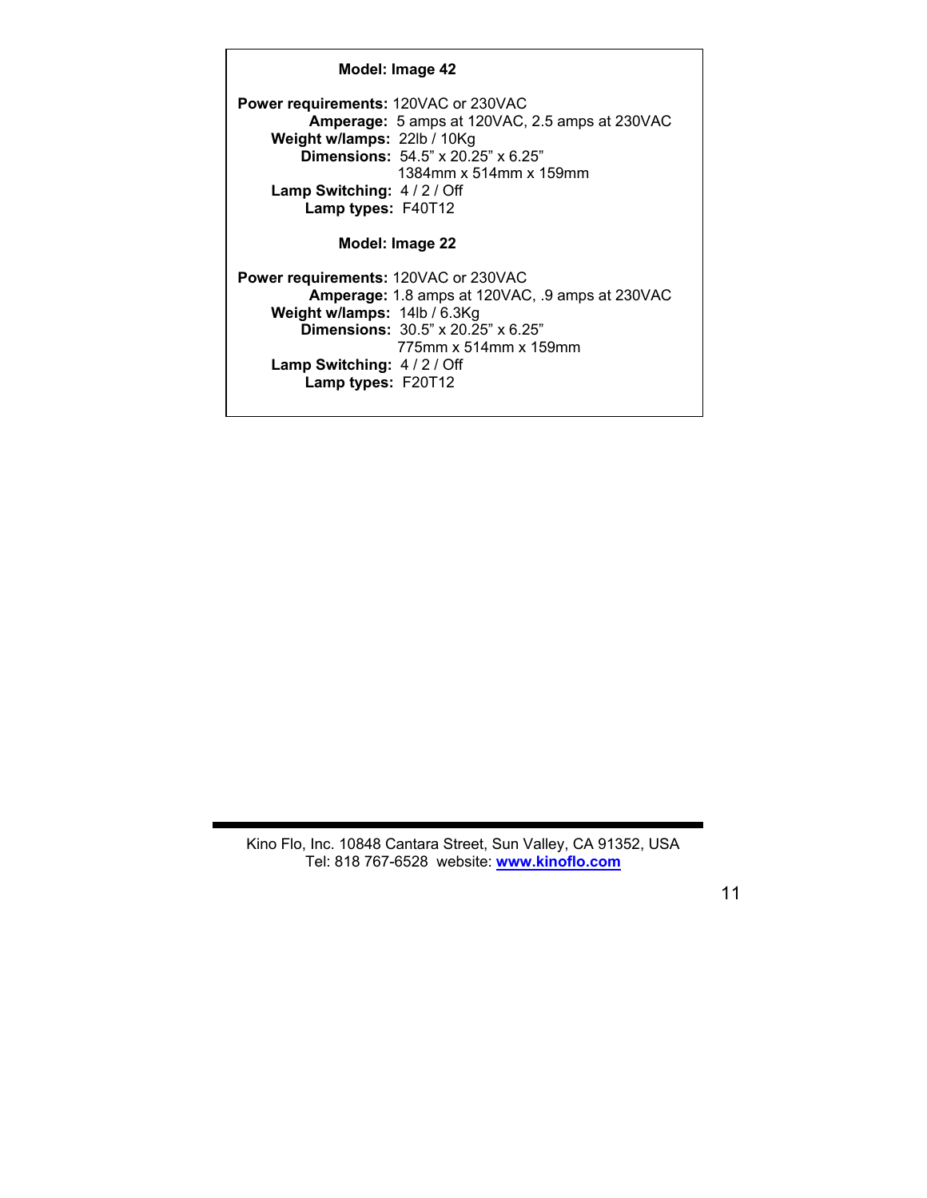**Model: Image 42**

**Power requirements:** 120VAC or 230VAC
**Amperage:** 5 amps at 120VAC, 2.5 amps at 230VAC
**Weight w/lamps:** 22lb / 10Kg
**Dimensions:** 54.5" x 20.25" x 6.25"
1384mm x 514mm x 159mm
**Lamp Switching:** 4 / 2 / Off
**Lamp types:** F40T12

**Model: Image 22**

**Power requirements:** 120VAC or 230VAC
**Amperage:** 1.8 amps at 120VAC, .9 amps at 230VAC
**Weight w/lamps:** 14lb / 6.3Kg
**Dimensions:** 30.5" x 20.25" x 6.25"
775mm x 514mm x 159mm
**Lamp Switching:** 4 / 2 / Off
**Lamp types:** F20T12

Kino Flo, Inc. 10848 Cantara Street, Sun Valley, CA 91352, USA
Tel: 818 767-6528 website: **www.kinoflo.com**